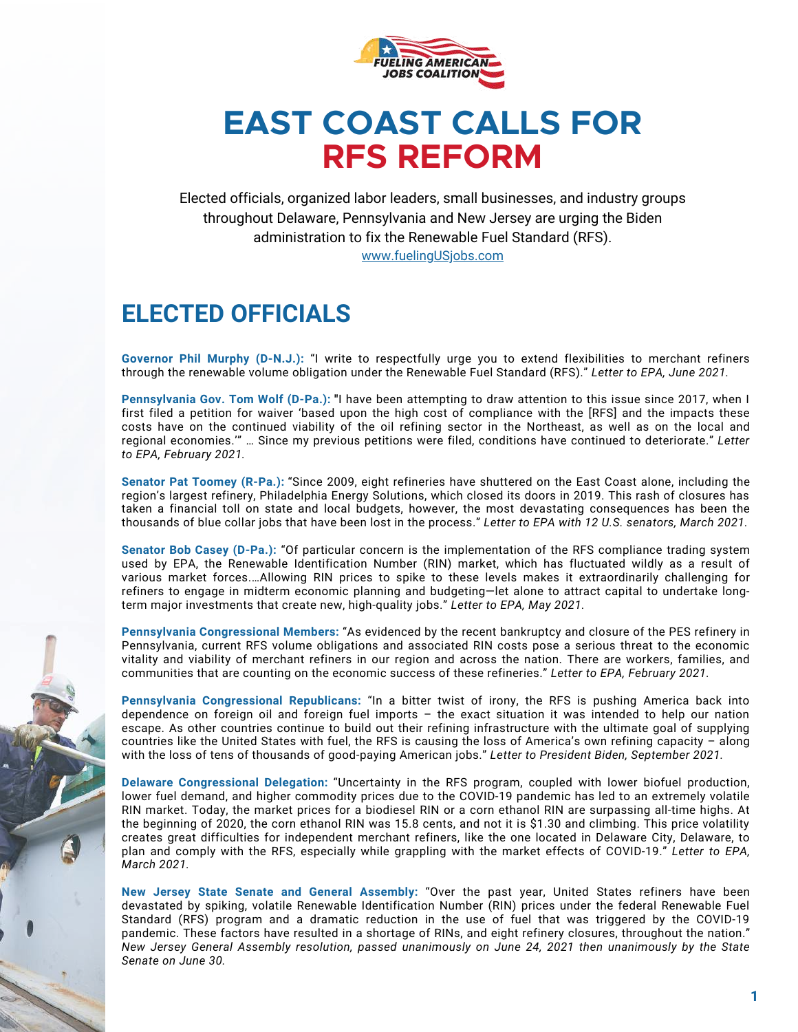FUELING AMERICAN JOBS COALITION

# EAST COAST CALLS FOR RFS REFORM

Elected officials, organized labor leaders, small businesses, and industry groups throughout Delaware, Pennsylvania and New Jersey are urging the Biden administration to fix the Renewable Fuel Standard (RFS).

www.fuelingUSjobs.com

## ELECTED OFFICIALS

**Governor Phil Murphy (D-N.J.):** "I write to respectfully urge you to extend flexibilities to merchant refiners through the renewable volume obligation under the Renewable Fuel Standard (RFS)." *Letter to EPA, June 2021.*

**Pennsylvania Gov. Tom Wolf (D-Pa.):** "I have been attempting to draw attention to this issue since 2017, when I first filed a petition for waiver 'based upon the high cost of compliance with the [RFS] and the impacts these costs have on the continued viability of the oil refining sector in the Northeast, as well as on the local and regional economies.'" … Since my previous petitions were filed, conditions have continued to deteriorate." *Letter to EPA, February 2021.*

**Senator Pat Toomey (R-Pa.):** "Since 2009, eight refineries have shuttered on the East Coast alone, including the region's largest refinery, Philadelphia Energy Solutions, which closed its doors in 2019. This rash of closures has taken a financial toll on state and local budgets, however, the most devastating consequences has been the thousands of blue collar jobs that have been lost in the process." *Letter to EPA with 12 U.S. senators, March 2021.*

**Senator Bob Casey (D-Pa.):** "Of particular concern is the implementation of the RFS compliance trading system used by EPA, the Renewable Identification Number (RIN) market, which has fluctuated wildly as a result of various market forces.…Allowing RIN prices to spike to these levels makes it extraordinarily challenging for refiners to engage in midterm economic planning and budgeting—let alone to attract capital to undertake long-term major investments that create new, high-quality jobs." *Letter to EPA, May 2021.*

**Pennsylvania Congressional Members:** "As evidenced by the recent bankruptcy and closure of the PES refinery in Pennsylvania, current RFS volume obligations and associated RIN costs pose a serious threat to the economic vitality and viability of merchant refiners in our region and across the nation. There are workers, families, and communities that are counting on the economic success of these refineries." *Letter to EPA, February 2021.*

**Pennsylvania Congressional Republicans:** "In a bitter twist of irony, the RFS is pushing America back into dependence on foreign oil and foreign fuel imports – the exact situation it was intended to help our nation escape. As other countries continue to build out their refining infrastructure with the ultimate goal of supplying countries like the United States with fuel, the RFS is causing the loss of America's own refining capacity – along with the loss of tens of thousands of good-paying American jobs." *Letter to President Biden, September 2021.*

**Delaware Congressional Delegation:** "Uncertainty in the RFS program, coupled with lower biofuel production, lower fuel demand, and higher commodity prices due to the COVID-19 pandemic has led to an extremely volatile RIN market. Today, the market prices for a biodiesel RIN or a corn ethanol RIN are surpassing all-time highs. At the beginning of 2020, the corn ethanol RIN was 15.8 cents, and not it is $1.30 and climbing. This price volatility creates great difficulties for independent merchant refiners, like the one located in Delaware City, Delaware, to plan and comply with the RFS, especially while grappling with the market effects of COVID-19." *Letter to EPA, March 2021.*

**New Jersey State Senate and General Assembly:** "Over the past year, United States refiners have been devastated by spiking, volatile Renewable Identification Number (RIN) prices under the federal Renewable Fuel Standard (RFS) program and a dramatic reduction in the use of fuel that was triggered by the COVID-19 pandemic. These factors have resulted in a shortage of RINs, and eight refinery closures, throughout the nation." *New Jersey General Assembly resolution, passed unanimously on June 24, 2021 then unanimously by the State Senate on June 30.*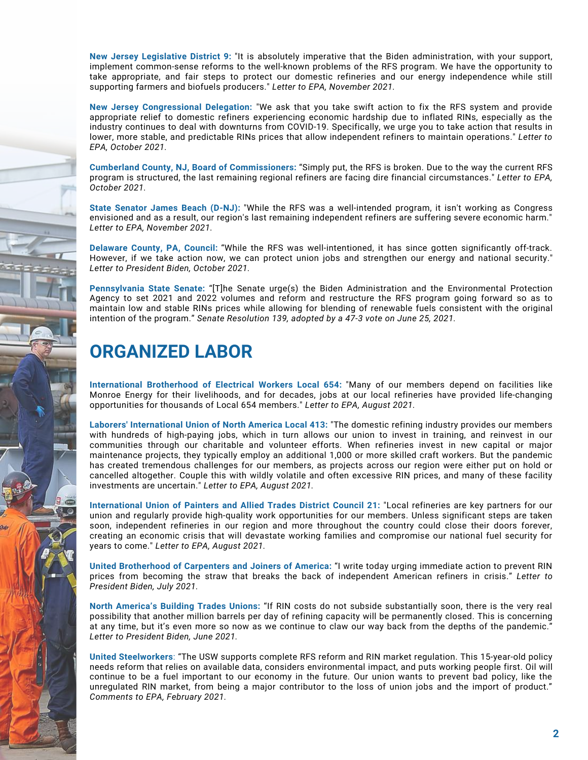**New Jersey Legislative District 9:** "It is absolutely imperative that the Biden administration, with your support, implement common-sense reforms to the well-known problems of the RFS program. We have the opportunity to take appropriate, and fair steps to protect our domestic refineries and our energy independence while still supporting farmers and biofuels producers." *Letter to EPA, November 2021.*

**New Jersey Congressional Delegation:** "We ask that you take swift action to fix the RFS system and provide appropriate relief to domestic refiners experiencing economic hardship due to inflated RINs, especially as the industry continues to deal with downturns from COVID-19. Specifically, we urge you to take action that results in lower, more stable, and predictable RINs prices that allow independent refiners to maintain operations." *Letter to EPA, October 2021.*

**Cumberland County, NJ, Board of Commissioners:** "Simply put, the RFS is broken. Due to the way the current RFS program is structured, the last remaining regional refiners are facing dire financial circumstances." *Letter to EPA, October 2021.*

**State Senator James Beach (D-NJ):** "While the RFS was a well-intended program, it isn't working as Congress envisioned and as a result, our region's last remaining independent refiners are suffering severe economic harm." *Letter to EPA, November 2021.*

**Delaware County, PA, Council:** "While the RFS was well-intentioned, it has since gotten significantly off-track. However, if we take action now, we can protect union jobs and strengthen our energy and national security." *Letter to President Biden, October 2021.*

**Pennsylvania State Senate:** "[T]he Senate urge(s) the Biden Administration and the Environmental Protection Agency to set 2021 and 2022 volumes and reform and restructure the RFS program going forward so as to maintain low and stable RINs prices while allowing for blending of renewable fuels consistent with the original intention of the program." *Senate Resolution 139, adopted by a 47-3 vote on June 25, 2021.*

# ORGANIZED LABOR

**International Brotherhood of Electrical Workers Local 654:** "Many of our members depend on facilities like Monroe Energy for their livelihoods, and for decades, jobs at our local refineries have provided life-changing opportunities for thousands of Local 654 members." *Letter to EPA, August 2021.*

**Laborers' International Union of North America Local 413:** "The domestic refining industry provides our members with hundreds of high-paying jobs, which in turn allows our union to invest in training, and reinvest in our communities through our charitable and volunteer efforts. When refineries invest in new capital or major maintenance projects, they typically employ an additional 1,000 or more skilled craft workers. But the pandemic has created tremendous challenges for our members, as projects across our region were either put on hold or cancelled altogether. Couple this with wildly volatile and often excessive RIN prices, and many of these facility investments are uncertain." *Letter to EPA, August 2021.*

**International Union of Painters and Allied Trades District Council 21:** "Local refineries are key partners for our union and regularly provide high-quality work opportunities for our members. Unless significant steps are taken soon, independent refineries in our region and more throughout the country could close their doors forever, creating an economic crisis that will devastate working families and compromise our national fuel security for years to come." *Letter to EPA, August 2021.*

**United Brotherhood of Carpenters and Joiners of America:** "I write today urging immediate action to prevent RIN prices from becoming the straw that breaks the back of independent American refiners in crisis." *Letter to President Biden, July 2021.*

**North America's Building Trades Unions:** "If RIN costs do not subside substantially soon, there is the very real possibility that another million barrels per day of refining capacity will be permanently closed. This is concerning at any time, but it's even more so now as we continue to claw our way back from the depths of the pandemic." *Letter to President Biden, June 2021.*

**United Steelworkers**: "The USW supports complete RFS reform and RIN market regulation. This 15-year-old policy needs reform that relies on available data, considers environmental impact, and puts working people first. Oil will continue to be a fuel important to our economy in the future. Our union wants to prevent bad policy, like the unregulated RIN market, from being a major contributor to the loss of union jobs and the import of product." *Comments to EPA, February 2021.*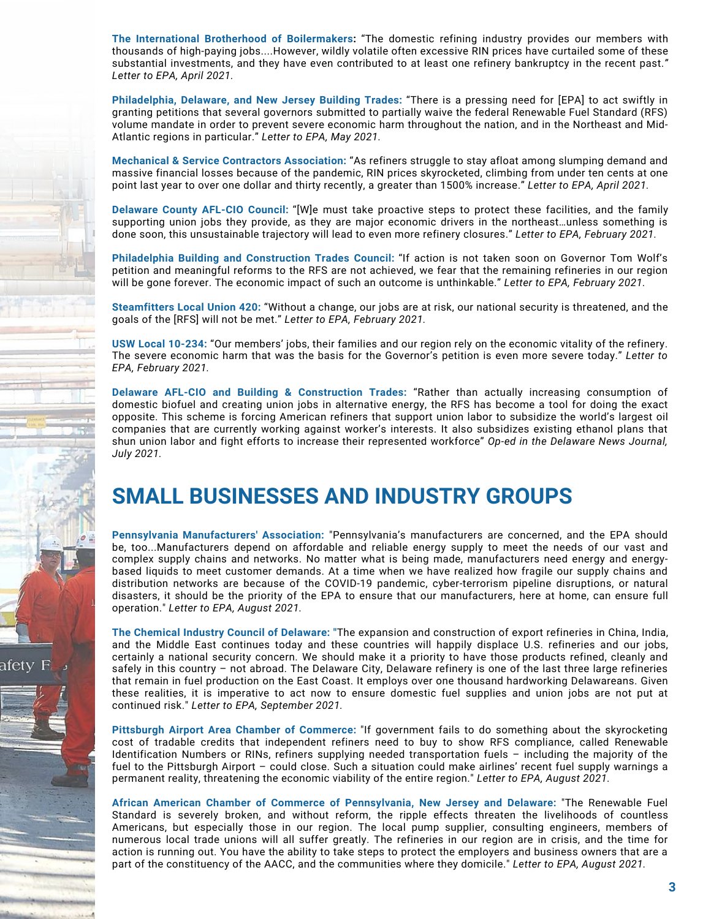**The International Brotherhood of Boilermakers:** "The domestic refining industry provides our members with thousands of high-paying jobs....However, wildly volatile often excessive RIN prices have curtailed some of these substantial investments, and they have even contributed to at least one refinery bankruptcy in the recent past." *Letter to EPA, April 2021.*

**Philadelphia, Delaware, and New Jersey Building Trades:** "There is a pressing need for [EPA] to act swiftly in granting petitions that several governors submitted to partially waive the federal Renewable Fuel Standard (RFS) volume mandate in order to prevent severe economic harm throughout the nation, and in the Northeast and Mid-Atlantic regions in particular." *Letter to EPA, May 2021.*

**Mechanical & Service Contractors Association:** "As refiners struggle to stay afloat among slumping demand and massive financial losses because of the pandemic, RIN prices skyrocketed, climbing from under ten cents at one point last year to over one dollar and thirty recently, a greater than 1500% increase." *Letter to EPA, April 2021.*

**Delaware County AFL-CIO Council:** "[W]e must take proactive steps to protect these facilities, and the family supporting union jobs they provide, as they are major economic drivers in the northeast…unless something is done soon, this unsustainable trajectory will lead to even more refinery closures." *Letter to EPA, February 2021.*

**Philadelphia Building and Construction Trades Council:** "If action is not taken soon on Governor Tom Wolf's petition and meaningful reforms to the RFS are not achieved, we fear that the remaining refineries in our region will be gone forever. The economic impact of such an outcome is unthinkable." *Letter to EPA, February 2021.*

**Steamfitters Local Union 420:** "Without a change, our jobs are at risk, our national security is threatened, and the goals of the [RFS] will not be met." *Letter to EPA, February 2021.*

**USW Local 10-234:** "Our members' jobs, their families and our region rely on the economic vitality of the refinery. The severe economic harm that was the basis for the Governor's petition is even more severe today." *Letter to EPA, February 2021.*

**Delaware AFL-CIO and Building & Construction Trades:** "Rather than actually increasing consumption of domestic biofuel and creating union jobs in alternative energy, the RFS has become a tool for doing the exact opposite. This scheme is forcing American refiners that support union labor to subsidize the world's largest oil companies that are currently working against worker's interests. It also subsidizes existing ethanol plans that shun union labor and fight efforts to increase their represented workforce" *Op-ed in the Delaware News Journal, July 2021.*

# SMALL BUSINESSES AND INDUSTRY GROUPS

**Pennsylvania Manufacturers' Association:** "Pennsylvania's manufacturers are concerned, and the EPA should be, too...Manufacturers depend on affordable and reliable energy supply to meet the needs of our vast and complex supply chains and networks. No matter what is being made, manufacturers need energy and energy-based liquids to meet customer demands. At a time when we have realized how fragile our supply chains and distribution networks are because of the COVID-19 pandemic, cyber-terrorism pipeline disruptions, or natural disasters, it should be the priority of the EPA to ensure that our manufacturers, here at home, can ensure full operation." *Letter to EPA, August 2021.*

**The Chemical Industry Council of Delaware:** "The expansion and construction of export refineries in China, India, and the Middle East continues today and these countries will happily displace U.S. refineries and our jobs, certainly a national security concern. We should make it a priority to have those products refined, cleanly and safely in this country – not abroad. The Delaware City, Delaware refinery is one of the last three large refineries that remain in fuel production on the East Coast. It employs over one thousand hardworking Delawareans. Given these realities, it is imperative to act now to ensure domestic fuel supplies and union jobs are not put at continued risk." *Letter to EPA, September 2021.*

**Pittsburgh Airport Area Chamber of Commerce:** "If government fails to do something about the skyrocketing cost of tradable credits that independent refiners need to buy to show RFS compliance, called Renewable Identification Numbers or RINs, refiners supplying needed transportation fuels – including the majority of the fuel to the Pittsburgh Airport – could close. Such a situation could make airlines' recent fuel supply warnings a permanent reality, threatening the economic viability of the entire region." *Letter to EPA, August 2021.*

**African American Chamber of Commerce of Pennsylvania, New Jersey and Delaware:** "The Renewable Fuel Standard is severely broken, and without reform, the ripple effects threaten the livelihoods of countless Americans, but especially those in our region. The local pump supplier, consulting engineers, members of numerous local trade unions will all suffer greatly. The refineries in our region are in crisis, and the time for action is running out. You have the ability to take steps to protect the employers and business owners that are a part of the constituency of the AACC, and the communities where they domicile." *Letter to EPA, August 2021.*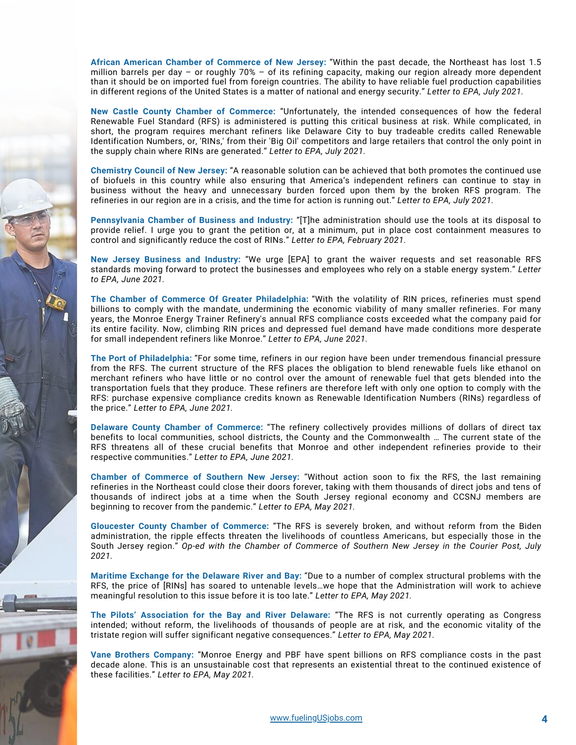**African American Chamber of Commerce of New Jersey:** "Within the past decade, the Northeast has lost 1.5 million barrels per day – or roughly 70% – of its refining capacity, making our region already more dependent than it should be on imported fuel from foreign countries. The ability to have reliable fuel production capabilities in different regions of the United States is a matter of national and energy security." *Letter to EPA, July 2021.*

**New Castle County Chamber of Commerce:** "Unfortunately, the intended consequences of how the federal Renewable Fuel Standard (RFS) is administered is putting this critical business at risk. While complicated, in short, the program requires merchant refiners like Delaware City to buy tradeable credits called Renewable Identification Numbers, or, 'RINs,' from their 'Big Oil' competitors and large retailers that control the only point in the supply chain where RINs are generated." *Letter to EPA, July 2021.*

**Chemistry Council of New Jersey:** "A reasonable solution can be achieved that both promotes the continued use of biofuels in this country while also ensuring that America's independent refiners can continue to stay in business without the heavy and unnecessary burden forced upon them by the broken RFS program. The refineries in our region are in a crisis, and the time for action is running out." *Letter to EPA, July 2021.*

**Pennsylvania Chamber of Business and Industry:** "[T]he administration should use the tools at its disposal to provide relief. I urge you to grant the petition or, at a minimum, put in place cost containment measures to control and significantly reduce the cost of RINs." *Letter to EPA, February 2021.*

**New Jersey Business and Industry:** "We urge [EPA] to grant the waiver requests and set reasonable RFS standards moving forward to protect the businesses and employees who rely on a stable energy system." *Letter to EPA, June 2021.*

**The Chamber of Commerce Of Greater Philadelphia:** "With the volatility of RIN prices, refineries must spend billions to comply with the mandate, undermining the economic viability of many smaller refineries. For many years, the Monroe Energy Trainer Refinery's annual RFS compliance costs exceeded what the company paid for its entire facility. Now, climbing RIN prices and depressed fuel demand have made conditions more desperate for small independent refiners like Monroe." *Letter to EPA, June 2021.*

**The Port of Philadelphia:** "For some time, refiners in our region have been under tremendous financial pressure from the RFS. The current structure of the RFS places the obligation to blend renewable fuels like ethanol on merchant refiners who have little or no control over the amount of renewable fuel that gets blended into the transportation fuels that they produce. These refiners are therefore left with only one option to comply with the RFS: purchase expensive compliance credits known as Renewable Identification Numbers (RINs) regardless of the price." *Letter to EPA, June 2021.*

**Delaware County Chamber of Commerce:** "The refinery collectively provides millions of dollars of direct tax benefits to local communities, school districts, the County and the Commonwealth … The current state of the RFS threatens all of these crucial benefits that Monroe and other independent refineries provide to their respective communities." *Letter to EPA, June 2021.*

**Chamber of Commerce of Southern New Jersey:** "Without action soon to fix the RFS, the last remaining refineries in the Northeast could close their doors forever, taking with them thousands of direct jobs and tens of thousands of indirect jobs at a time when the South Jersey regional economy and CCSNJ members are beginning to recover from the pandemic." *Letter to EPA, May 2021.*

**Gloucester County Chamber of Commerce:** "The RFS is severely broken, and without reform from the Biden administration, the ripple effects threaten the livelihoods of countless Americans, but especially those in the South Jersey region." *Op-ed with the Chamber of Commerce of Southern New Jersey in the Courier Post, July 2021.*

**Maritime Exchange for the Delaware River and Bay:** "Due to a number of complex structural problems with the RFS, the price of [RINs] has soared to untenable levels…we hope that the Administration will work to achieve meaningful resolution to this issue before it is too late." *Letter to EPA, May 2021.*

**The Pilots' Association for the Bay and River Delaware:** "The RFS is not currently operating as Congress intended; without reform, the livelihoods of thousands of people are at risk, and the economic vitality of the tristate region will suffer significant negative consequences." *Letter to EPA, May 2021.*

**Vane Brothers Company:** "Monroe Energy and PBF have spent billions on RFS compliance costs in the past decade alone. This is an unsustainable cost that represents an existential threat to the continued existence of these facilities." *Letter to EPA, May 2021.*

www.fuelingUSjobs.com